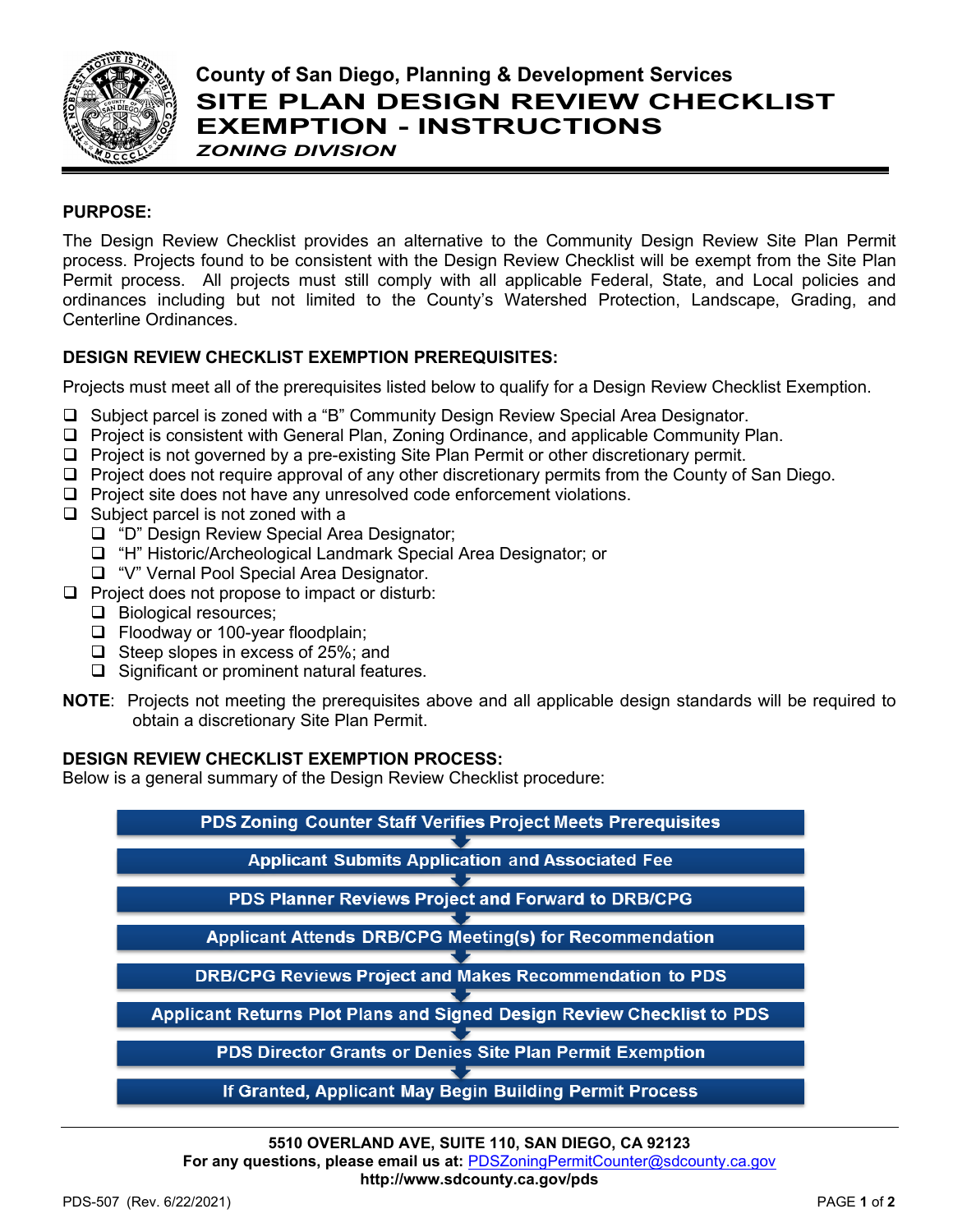# County of San Diego, Planning & Development Services

# SITE PLAN DESIGN REVIEW CHECKLIST EXEMPTION - INSTRUCTIONS

***ZONING DIVISION***

## PURPOSE:

The Design Review Checklist provides an alternative to the Community Design Review Site Plan Permit process. Projects found to be consistent with the Design Review Checklist will be exempt from the Site Plan Permit process. All projects must still comply with all applicable Federal, State, and Local policies and ordinances including but not limited to the County's Watershed Protection, Landscape, Grading, and Centerline Ordinances.

## DESIGN REVIEW CHECKLIST EXEMPTION PREREQUISITES:

Projects must meet all of the prerequisites listed below to qualify for a Design Review Checklist Exemption.

- ❑ Subject parcel is zoned with a "B" Community Design Review Special Area Designator.
- ❑ Project is consistent with General Plan, Zoning Ordinance, and applicable Community Plan.
- ❑ Project is not governed by a pre-existing Site Plan Permit or other discretionary permit.
- ❑ Project does not require approval of any other discretionary permits from the County of San Diego.
- ❑ Project site does not have any unresolved code enforcement violations.
- ❑ Subject parcel is not zoned with a
  - ❑ "D" Design Review Special Area Designator;
  - ❑ "H" Historic/Archeological Landmark Special Area Designator; or
  - ❑ "V" Vernal Pool Special Area Designator.
- ❑ Project does not propose to impact or disturb:
  - ❑ Biological resources;
  - ❑ Floodway or 100-year floodplain;
  - ❑ Steep slopes in excess of 25%; and
  - ❑ Significant or prominent natural features.

**NOTE**: Projects not meeting the prerequisites above and all applicable design standards will be required to obtain a discretionary Site Plan Permit.

## DESIGN REVIEW CHECKLIST EXEMPTION PROCESS:

Below is a general summary of the Design Review Checklist procedure:

1. **PDS Zoning Counter Staff Verifies Project Meets Prerequisites**
2. **Applicant Submits Application and Associated Fee**
3. **PDS Planner Reviews Project and Forward to DRB/CPG**
4. **Applicant Attends DRB/CPG Meeting(s) for Recommendation**
5. **DRB/CPG Reviews Project and Makes Recommendation to PDS**
6. **Applicant Returns Plot Plans and Signed Design Review Checklist to PDS**
7. **PDS Director Grants or Denies Site Plan Permit Exemption**
8. **If Granted, Applicant May Begin Building Permit Process**

**5510 OVERLAND AVE, SUITE 110, SAN DIEGO, CA 92123**
**For any questions, please email us at:** PDSZoningPermitCounter@sdcounty.ca.gov
**http://www.sdcounty.ca.gov/pds**

PDS-507 (Rev. 6/22/2021)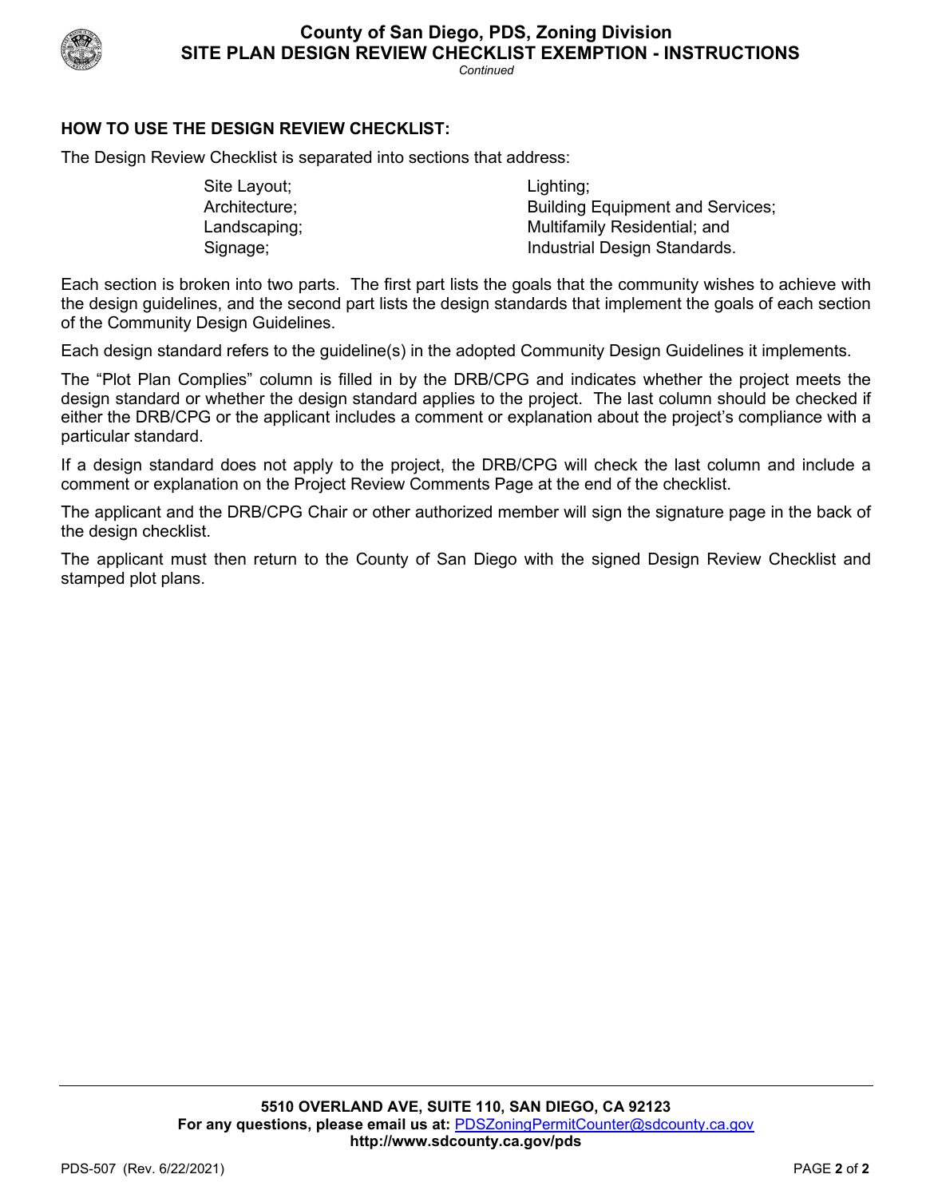## HOW TO USE THE DESIGN REVIEW CHECKLIST:

The Design Review Checklist is separated into sections that address:

- Site Layout;
- Architecture;
- Landscaping;
- Signage;
- Lighting;
- Building Equipment and Services;
- Multifamily Residential; and
- Industrial Design Standards.

Each section is broken into two parts. The first part lists the goals that the community wishes to achieve with the design guidelines, and the second part lists the design standards that implement the goals of each section of the Community Design Guidelines.

Each design standard refers to the guideline(s) in the adopted Community Design Guidelines it implements.

The "Plot Plan Complies" column is filled in by the DRB/CPG and indicates whether the project meets the design standard or whether the design standard applies to the project. The last column should be checked if either the DRB/CPG or the applicant includes a comment or explanation about the project's compliance with a particular standard.

If a design standard does not apply to the project, the DRB/CPG will check the last column and include a comment or explanation on the Project Review Comments Page at the end of the checklist.

The applicant and the DRB/CPG Chair or other authorized member will sign the signature page in the back of the design checklist.

The applicant must then return to the County of San Diego with the signed Design Review Checklist and stamped plot plans.